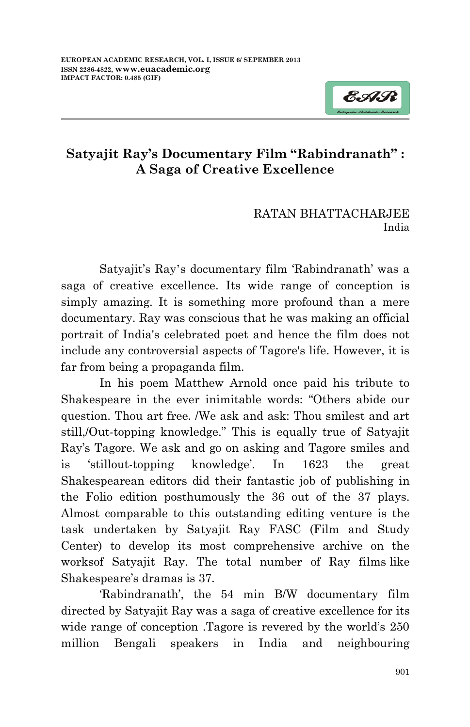# Satyajit Ray's Documentary Film "Rabindranath" : A Saga of Creative Excellence

RATAN BHATTACHARJEE
India

Satyajit's Ray's documentary film 'Rabindranath' was a saga of creative excellence. Its wide range of conception is simply amazing. It is something more profound than a mere documentary. Ray was conscious that he was making an official portrait of India's celebrated poet and hence the film does not include any controversial aspects of Tagore's life. However, it is far from being a propaganda film.

In his poem Matthew Arnold once paid his tribute to Shakespeare in the ever inimitable words: "Others abide our question. Thou art free. /We ask and ask: Thou smilest and art still,/Out-topping knowledge." This is equally true of Satyajit Ray's Tagore. We ask and go on asking and Tagore smiles and is 'stillout-topping knowledge'. In 1623 the great Shakespearean editors did their fantastic job of publishing in the Folio edition posthumously the 36 out of the 37 plays. Almost comparable to this outstanding editing venture is the task undertaken by Satyajit Ray FASC (Film and Study Center) to develop its most comprehensive archive on the worksof Satyajit Ray. The total number of Ray films like Shakespeare's dramas is 37.

'Rabindranath', the 54 min B/W documentary film directed by Satyajit Ray was a saga of creative excellence for its wide range of conception .Tagore is revered by the world's 250 million Bengali speakers in India and neighbouring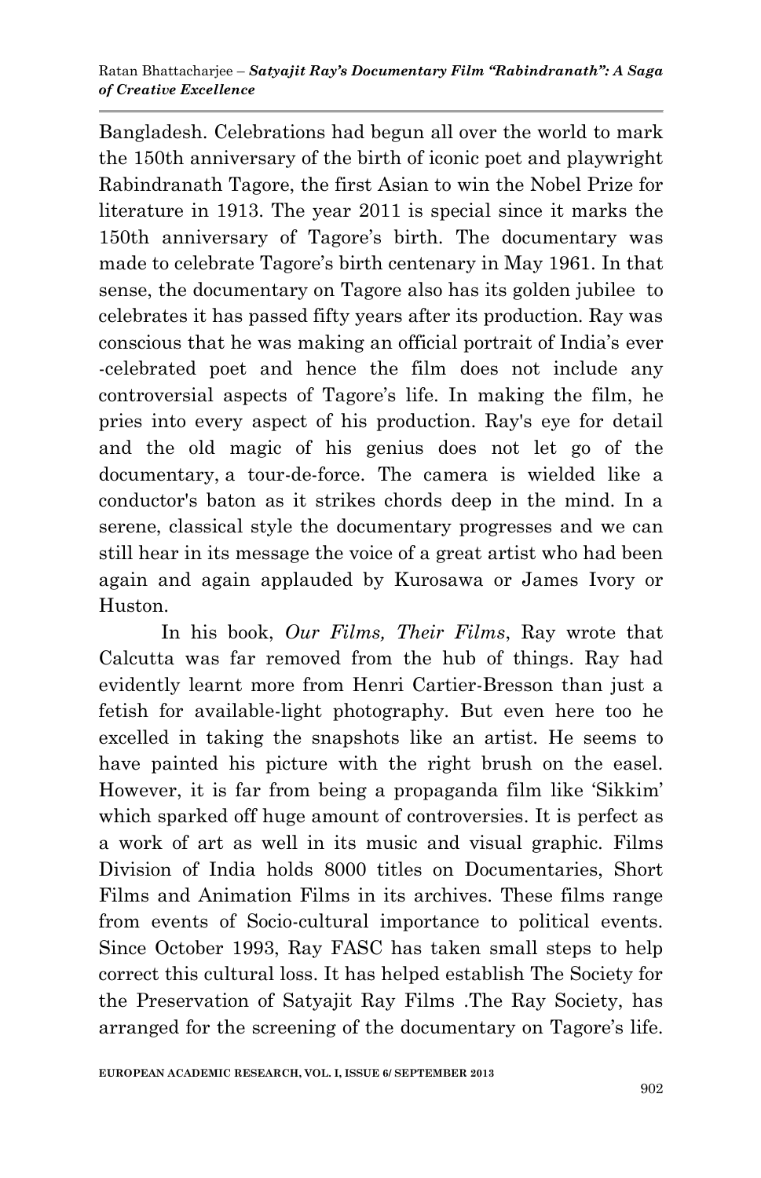Bangladesh. Celebrations had begun all over the world to mark the 150th anniversary of the birth of iconic poet and playwright Rabindranath Tagore, the first Asian to win the Nobel Prize for literature in 1913. The year 2011 is special since it marks the 150th anniversary of Tagore's birth. The documentary was made to celebrate Tagore's birth centenary in May 1961. In that sense, the documentary on Tagore also has its golden jubilee to celebrates it has passed fifty years after its production. Ray was conscious that he was making an official portrait of India's ever -celebrated poet and hence the film does not include any controversial aspects of Tagore's life. In making the film, he pries into every aspect of his production. Ray's eye for detail and the old magic of his genius does not let go of the documentary, a tour-de-force. The camera is wielded like a conductor's baton as it strikes chords deep in the mind. In a serene, classical style the documentary progresses and we can still hear in its message the voice of a great artist who had been again and again applauded by Kurosawa or James Ivory or Huston.

In his book, *Our Films, Their Films*, Ray wrote that Calcutta was far removed from the hub of things. Ray had evidently learnt more from Henri Cartier-Bresson than just a fetish for available-light photography. But even here too he excelled in taking the snapshots like an artist. He seems to have painted his picture with the right brush on the easel. However, it is far from being a propaganda film like 'Sikkim' which sparked off huge amount of controversies. It is perfect as a work of art as well in its music and visual graphic. Films Division of India holds 8000 titles on Documentaries, Short Films and Animation Films in its archives. These films range from events of Socio-cultural importance to political events. Since October 1993, Ray FASC has taken small steps to help correct this cultural loss. It has helped establish The Society for the Preservation of Satyajit Ray Films .The Ray Society, has arranged for the screening of the documentary on Tagore's life.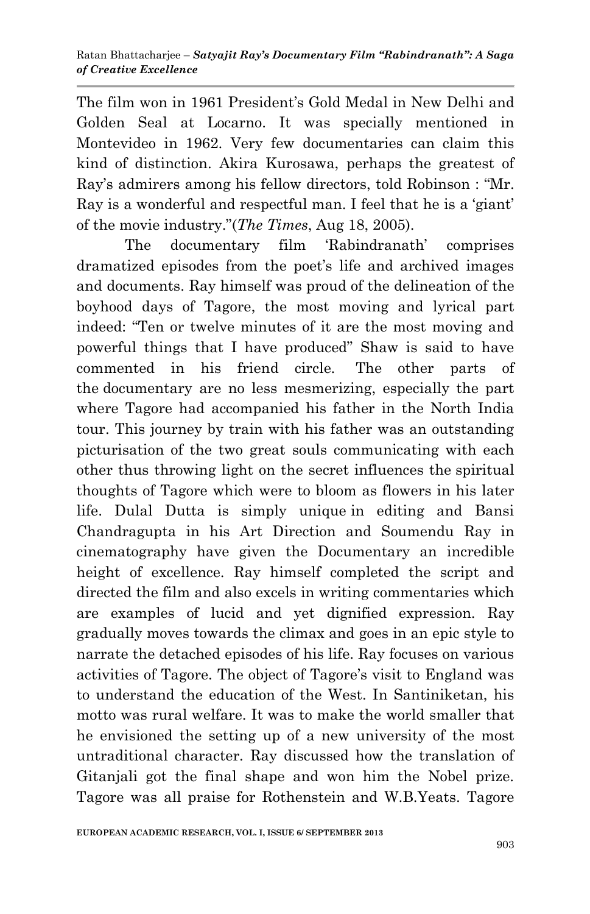The film won in 1961 President's Gold Medal in New Delhi and Golden Seal at Locarno. It was specially mentioned in Montevideo in 1962. Very few documentaries can claim this kind of distinction. Akira Kurosawa, perhaps the greatest of Ray's admirers among his fellow directors, told Robinson : "Mr. Ray is a wonderful and respectful man. I feel that he is a 'giant' of the movie industry."(*The Times*, Aug 18, 2005).

The documentary film 'Rabindranath' comprises dramatized episodes from the poet's life and archived images and documents. Ray himself was proud of the delineation of the boyhood days of Tagore, the most moving and lyrical part indeed: "Ten or twelve minutes of it are the most moving and powerful things that I have produced" Shaw is said to have commented in his friend circle. The other parts of the documentary are no less mesmerizing, especially the part where Tagore had accompanied his father in the North India tour. This journey by train with his father was an outstanding picturisation of the two great souls communicating with each other thus throwing light on the secret influences the spiritual thoughts of Tagore which were to bloom as flowers in his later life. Dulal Dutta is simply unique in editing and Bansi Chandragupta in his Art Direction and Soumendu Ray in cinematography have given the Documentary an incredible height of excellence. Ray himself completed the script and directed the film and also excels in writing commentaries which are examples of lucid and yet dignified expression. Ray gradually moves towards the climax and goes in an epic style to narrate the detached episodes of his life. Ray focuses on various activities of Tagore. The object of Tagore's visit to England was to understand the education of the West. In Santiniketan, his motto was rural welfare. It was to make the world smaller that he envisioned the setting up of a new university of the most untraditional character. Ray discussed how the translation of Gitanjali got the final shape and won him the Nobel prize. Tagore was all praise for Rothenstein and W.B.Yeats. Tagore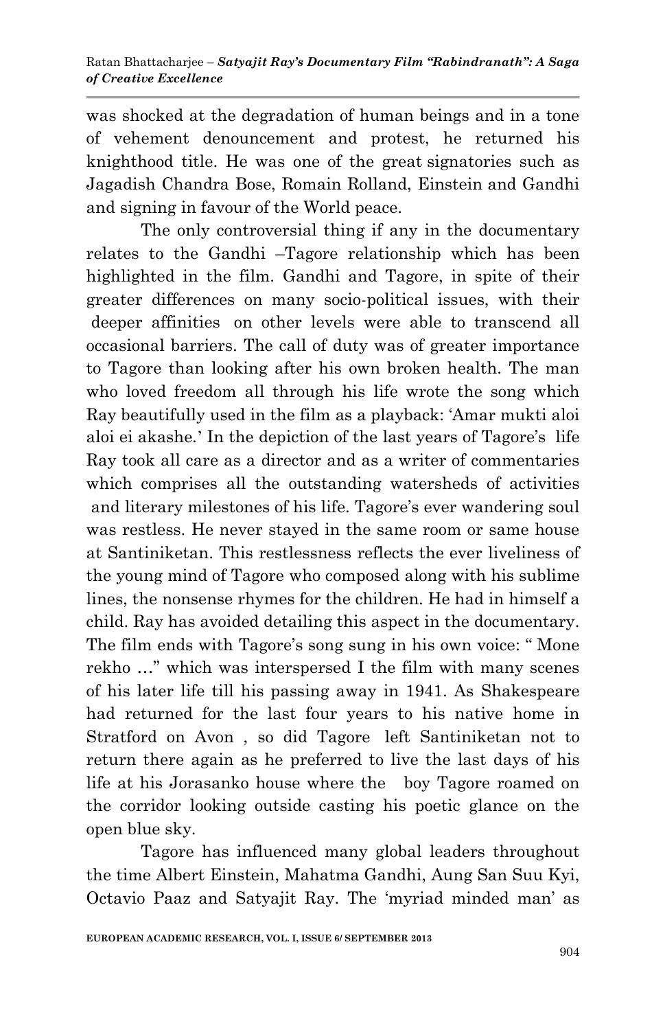was shocked at the degradation of human beings and in a tone of vehement denouncement and protest, he returned his knighthood title. He was one of the great signatories such as Jagadish Chandra Bose, Romain Rolland, Einstein and Gandhi and signing in favour of the World peace.

The only controversial thing if any in the documentary relates to the Gandhi –Tagore relationship which has been highlighted in the film. Gandhi and Tagore, in spite of their greater differences on many socio-political issues, with their deeper affinities on other levels were able to transcend all occasional barriers. The call of duty was of greater importance to Tagore than looking after his own broken health. The man who loved freedom all through his life wrote the song which Ray beautifully used in the film as a playback: 'Amar mukti aloi aloi ei akashe.' In the depiction of the last years of Tagore's life Ray took all care as a director and as a writer of commentaries which comprises all the outstanding watersheds of activities and literary milestones of his life. Tagore's ever wandering soul was restless. He never stayed in the same room or same house at Santiniketan. This restlessness reflects the ever liveliness of the young mind of Tagore who composed along with his sublime lines, the nonsense rhymes for the children. He had in himself a child. Ray has avoided detailing this aspect in the documentary. The film ends with Tagore's song sung in his own voice: " Mone rekho …" which was interspersed I the film with many scenes of his later life till his passing away in 1941. As Shakespeare had returned for the last four years to his native home in Stratford on Avon , so did Tagore left Santiniketan not to return there again as he preferred to live the last days of his life at his Jorasanko house where the boy Tagore roamed on the corridor looking outside casting his poetic glance on the open blue sky.

Tagore has influenced many global leaders throughout the time Albert Einstein, Mahatma Gandhi, Aung San Suu Kyi, Octavio Paaz and Satyajit Ray. The 'myriad minded man' as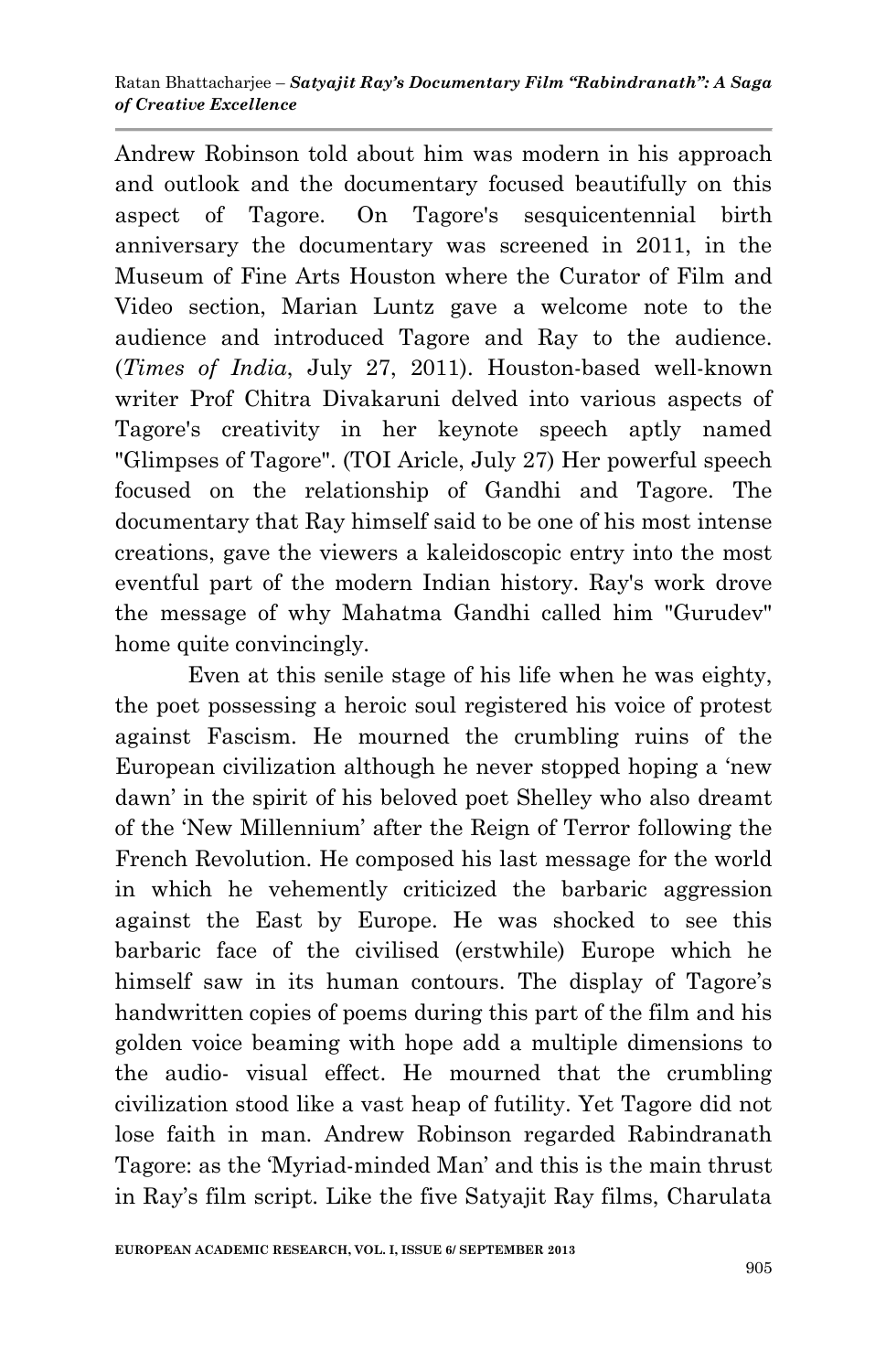Andrew Robinson told about him was modern in his approach and outlook and the documentary focused beautifully on this aspect of Tagore. On Tagore's sesquicentennial birth anniversary the documentary was screened in 2011, in the Museum of Fine Arts Houston where the Curator of Film and Video section, Marian Luntz gave a welcome note to the audience and introduced Tagore and Ray to the audience. (*Times of India*, July 27, 2011). Houston-based well-known writer Prof Chitra Divakaruni delved into various aspects of Tagore's creativity in her keynote speech aptly named "Glimpses of Tagore". (TOI Aricle, July 27) Her powerful speech focused on the relationship of Gandhi and Tagore. The documentary that Ray himself said to be one of his most intense creations, gave the viewers a kaleidoscopic entry into the most eventful part of the modern Indian history. Ray's work drove the message of why Mahatma Gandhi called him "Gurudev" home quite convincingly.

Even at this senile stage of his life when he was eighty, the poet possessing a heroic soul registered his voice of protest against Fascism. He mourned the crumbling ruins of the European civilization although he never stopped hoping a 'new dawn' in the spirit of his beloved poet Shelley who also dreamt of the 'New Millennium' after the Reign of Terror following the French Revolution. He composed his last message for the world in which he vehemently criticized the barbaric aggression against the East by Europe. He was shocked to see this barbaric face of the civilised (erstwhile) Europe which he himself saw in its human contours. The display of Tagore's handwritten copies of poems during this part of the film and his golden voice beaming with hope add a multiple dimensions to the audio- visual effect. He mourned that the crumbling civilization stood like a vast heap of futility. Yet Tagore did not lose faith in man. Andrew Robinson regarded Rabindranath Tagore: as the 'Myriad-minded Man' and this is the main thrust in Ray's film script. Like the five Satyajit Ray films, Charulata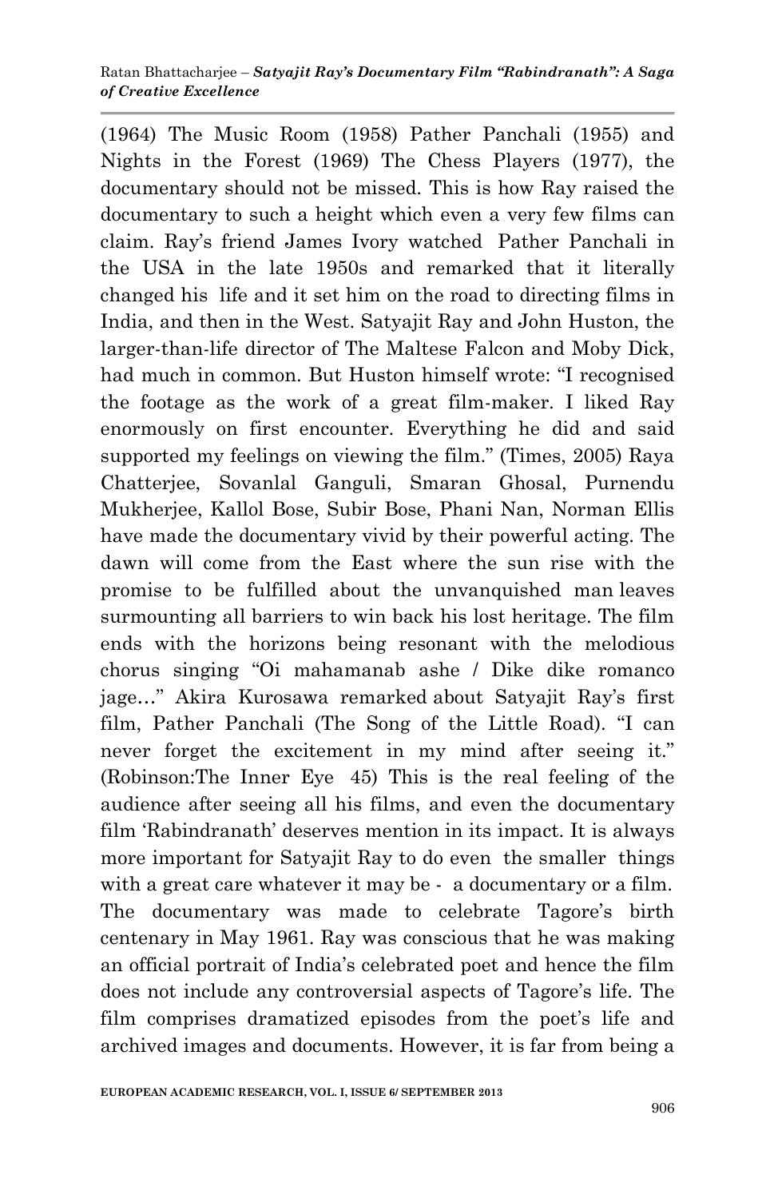(1964) The Music Room (1958) Pather Panchali (1955) and Nights in the Forest (1969) The Chess Players (1977), the documentary should not be missed. This is how Ray raised the documentary to such a height which even a very few films can claim. Ray's friend James Ivory watched Pather Panchali in the USA in the late 1950s and remarked that it literally changed his life and it set him on the road to directing films in India, and then in the West. Satyajit Ray and John Huston, the larger-than-life director of The Maltese Falcon and Moby Dick, had much in common. But Huston himself wrote: "I recognised the footage as the work of a great film-maker. I liked Ray enormously on first encounter. Everything he did and said supported my feelings on viewing the film." (Times, 2005) Raya Chatterjee, Sovanlal Ganguli, Smaran Ghosal, Purnendu Mukherjee, Kallol Bose, Subir Bose, Phani Nan, Norman Ellis have made the documentary vivid by their powerful acting. The dawn will come from the East where the sun rise with the promise to be fulfilled about the unvanquished man leaves surmounting all barriers to win back his lost heritage. The film ends with the horizons being resonant with the melodious chorus singing "Oi mahamanab ashe / Dike dike romanco jage…" Akira Kurosawa remarked about Satyajit Ray's first film, Pather Panchali (The Song of the Little Road). "I can never forget the excitement in my mind after seeing it." (Robinson:The Inner Eye 45) This is the real feeling of the audience after seeing all his films, and even the documentary film 'Rabindranath' deserves mention in its impact. It is always more important for Satyajit Ray to do even the smaller things with a great care whatever it may be - a documentary or a film. The documentary was made to celebrate Tagore's birth centenary in May 1961. Ray was conscious that he was making an official portrait of India's celebrated poet and hence the film does not include any controversial aspects of Tagore's life. The film comprises dramatized episodes from the poet's life and archived images and documents. However, it is far from being a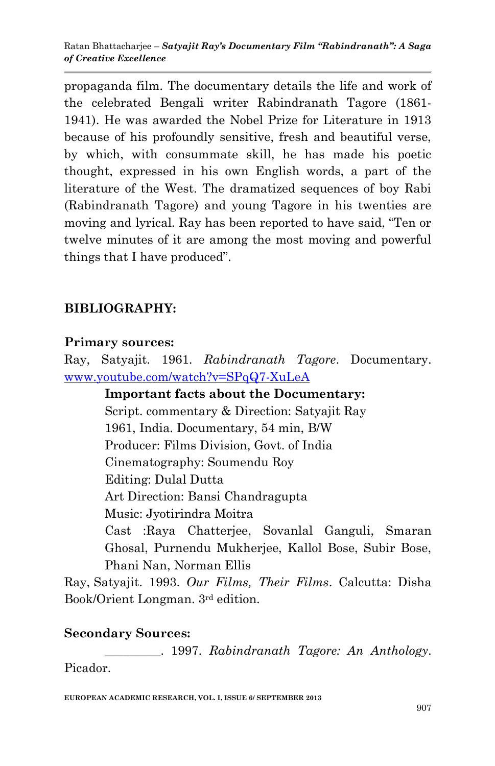propaganda film. The documentary details the life and work of the celebrated Bengali writer Rabindranath Tagore (1861-1941). He was awarded the Nobel Prize for Literature in 1913 because of his profoundly sensitive, fresh and beautiful verse, by which, with consummate skill, he has made his poetic thought, expressed in his own English words, a part of the literature of the West. The dramatized sequences of boy Rabi (Rabindranath Tagore) and young Tagore in his twenties are moving and lyrical. Ray has been reported to have said, "Ten or twelve minutes of it are among the most moving and powerful things that I have produced".

## BIBLIOGRAPHY:

**Primary sources:**

Ray, Satyajit. 1961. *Rabindranath Tagore*. Documentary. www.youtube.com/watch?v=SPqQ7-XuLeA

> **Important facts about the Documentary:**
> Script. commentary & Direction: Satyajit Ray
> 1961, India. Documentary, 54 min, B/W
> Producer: Films Division, Govt. of India
> Cinematography: Soumendu Roy
> Editing: Dulal Dutta
> Art Direction: Bansi Chandragupta
> Music: Jyotirindra Moitra
> Cast :Raya Chatterjee, Sovanlal Ganguli, Smaran Ghosal, Purnendu Mukherjee, Kallol Bose, Subir Bose, Phani Nan, Norman Ellis

Ray, Satyajit. 1993. *Our Films, Their Films*. Calcutta: Disha Book/Orient Longman. 3rd edition.

**Secondary Sources:**

_________. 1997. *Rabindranath Tagore: An Anthology*. Picador.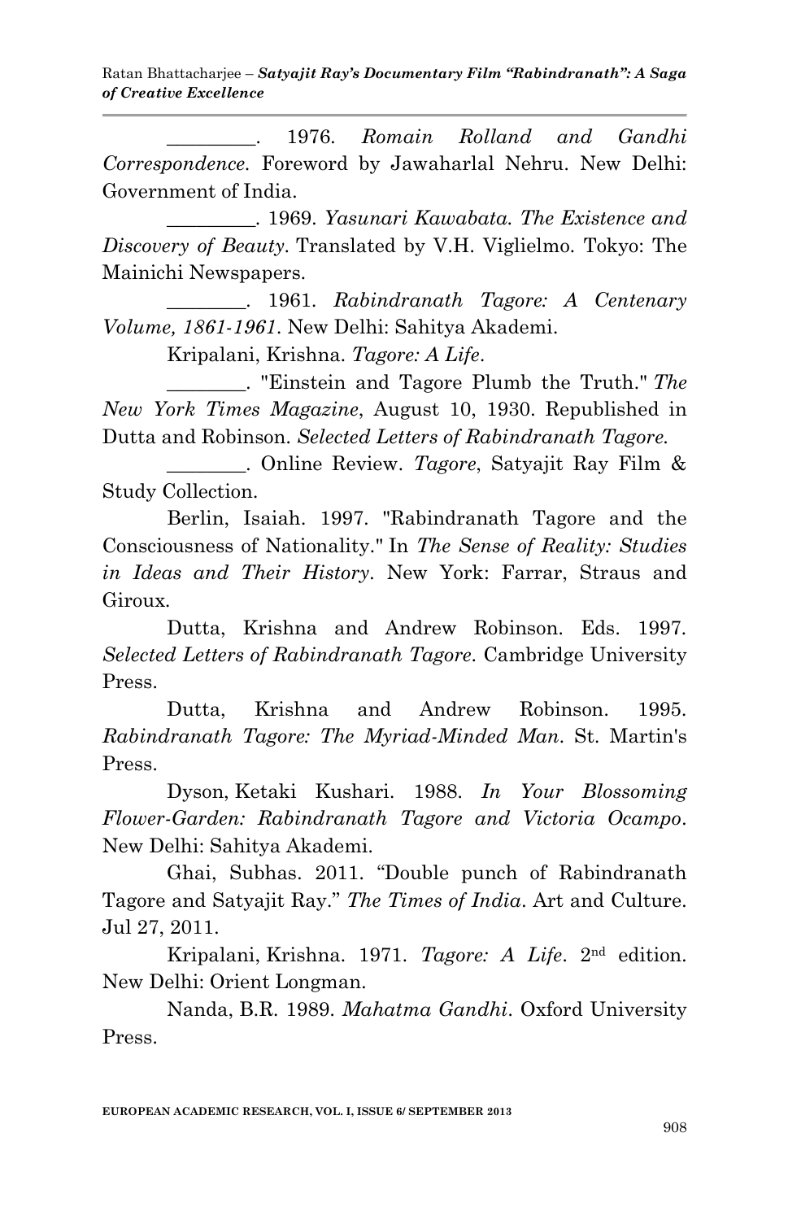________. 1976. *Romain Rolland and Gandhi Correspondence*. Foreword by Jawaharlal Nehru. New Delhi: Government of India.

________. 1969. *Yasunari Kawabata. The Existence and Discovery of Beauty*. Translated by V.H. Viglielmo. Tokyo: The Mainichi Newspapers.

________. 1961. *Rabindranath Tagore: A Centenary Volume, 1861-1961*. New Delhi: Sahitya Akademi.

Kripalani, Krishna. *Tagore: A Life*.

________. "Einstein and Tagore Plumb the Truth." *The New York Times Magazine*, August 10, 1930. Republished in Dutta and Robinson. *Selected Letters of Rabindranath Tagore.*

________. Online Review. *Tagore*, Satyajit Ray Film & Study Collection.

Berlin, Isaiah. 1997. "Rabindranath Tagore and the Consciousness of Nationality." In *The Sense of Reality: Studies in Ideas and Their History*. New York: Farrar, Straus and Giroux.

Dutta, Krishna and Andrew Robinson. Eds. 1997. *Selected Letters of Rabindranath Tagore.* Cambridge University Press.

Dutta, Krishna and Andrew Robinson. 1995. *Rabindranath Tagore: The Myriad-Minded Man*. St. Martin's Press.

Dyson, Ketaki Kushari. 1988. *In Your Blossoming Flower-Garden: Rabindranath Tagore and Victoria Ocampo*. New Delhi: Sahitya Akademi.

Ghai, Subhas. 2011. "Double punch of Rabindranath Tagore and Satyajit Ray." *The Times of India*. Art and Culture. Jul 27, 2011.

Kripalani, Krishna. 1971. *Tagore: A Life*. 2nd edition. New Delhi: Orient Longman.

Nanda, B.R. 1989. *Mahatma Gandhi*. Oxford University Press.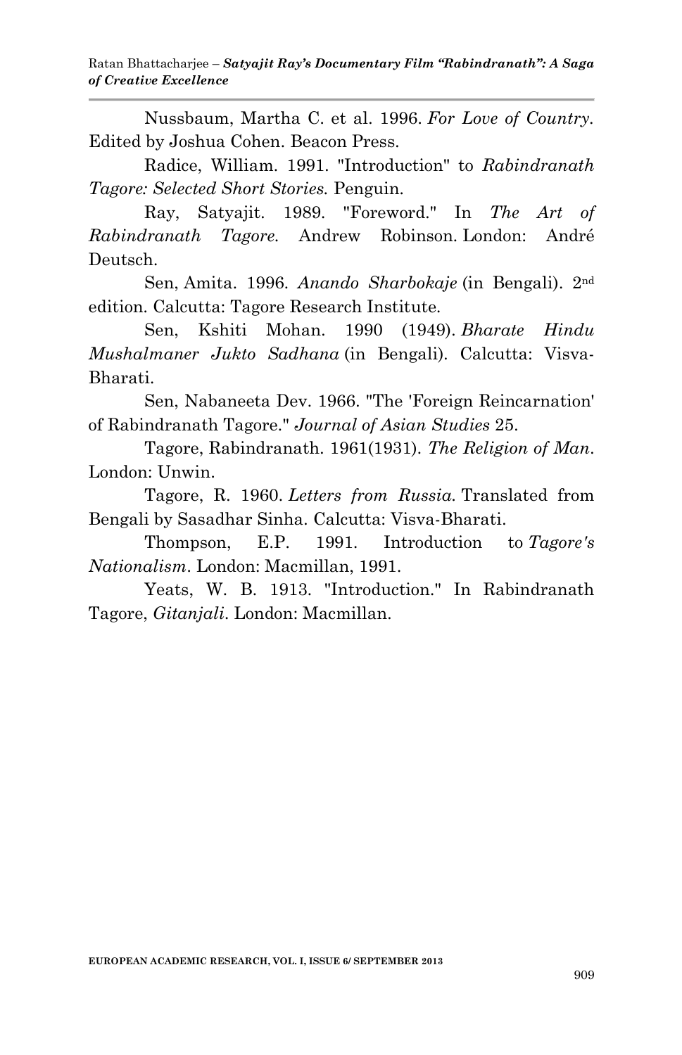Nussbaum, Martha C. et al. 1996. *For Love of Country*. Edited by Joshua Cohen. Beacon Press.

Radice, William. 1991. "Introduction" to *Rabindranath Tagore: Selected Short Stories.* Penguin.

Ray, Satyajit. 1989. "Foreword." In *The Art of Rabindranath Tagore.* Andrew Robinson. London: André Deutsch.

Sen, Amita. 1996. *Anando Sharbokaje* (in Bengali). 2nd edition. Calcutta: Tagore Research Institute.

Sen, Kshiti Mohan. 1990 (1949). *Bharate Hindu Mushalmaner Jukto Sadhana* (in Bengali). Calcutta: Visva-Bharati.

Sen, Nabaneeta Dev. 1966. "The 'Foreign Reincarnation' of Rabindranath Tagore." *Journal of Asian Studies* 25.

Tagore, Rabindranath. 1961(1931). *The Religion of Man*. London: Unwin.

Tagore, R. 1960. *Letters from Russia.* Translated from Bengali by Sasadhar Sinha. Calcutta: Visva-Bharati.

Thompson, E.P. 1991. Introduction to *Tagore's Nationalism*. London: Macmillan, 1991.

Yeats, W. B. 1913. "Introduction." In Rabindranath Tagore, *Gitanjali*. London: Macmillan.